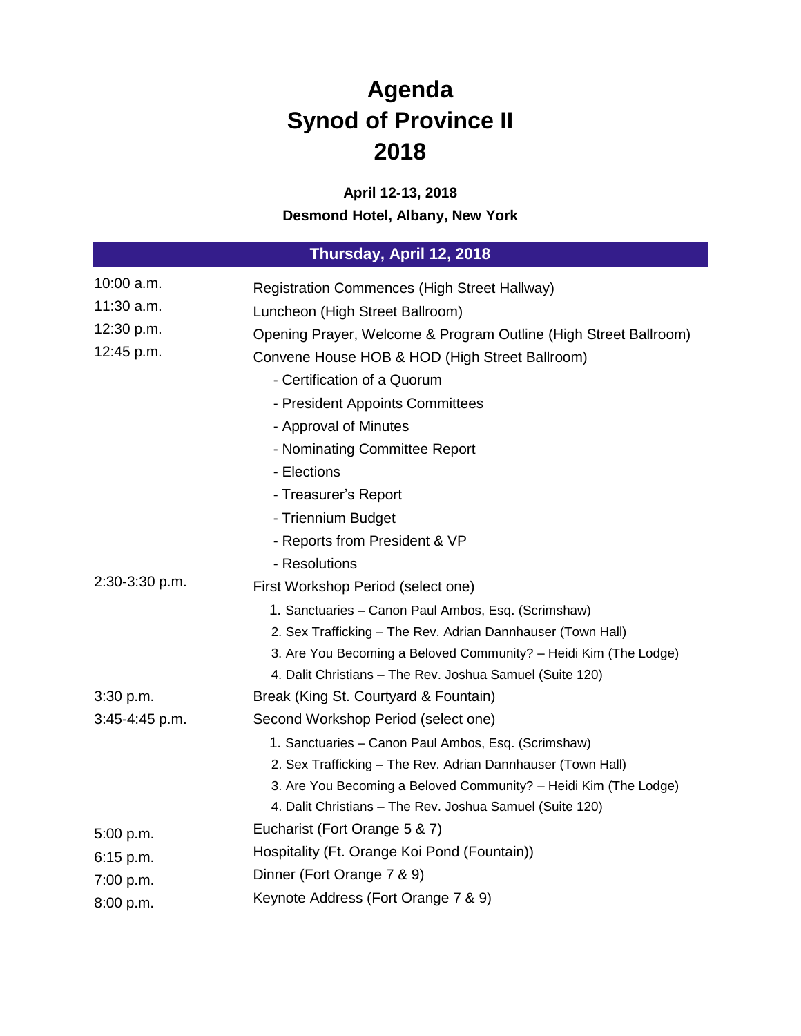# Agenda
# Synod of Province II
# 2018

**April 12-13, 2018**

**Desmond Hotel, Albany, New York**

## Thursday, April 12, 2018

| Time | Event |
|---|---|
| 10:00 a.m. | Registration Commences (High Street Hallway) |
| 11:30 a.m. | Luncheon (High Street Ballroom) |
| 12:30 p.m. | Opening Prayer, Welcome & Program Outline (High Street Ballroom) |
| 12:45 p.m. | Convene House HOB & HOD (High Street Ballroom)<br>- Certification of a Quorum<br>- President Appoints Committees<br>- Approval of Minutes<br>- Nominating Committee Report<br>- Elections<br>- Treasurer's Report<br>- Triennium Budget<br>- Reports from President & VP<br>- Resolutions |
| 2:30-3:30 p.m. | First Workshop Period (select one)<br>1. Sanctuaries – Canon Paul Ambos, Esq. (Scrimshaw)<br>2. Sex Trafficking – The Rev. Adrian Dannhauser (Town Hall)<br>3. Are You Becoming a Beloved Community? – Heidi Kim (The Lodge)<br>4. Dalit Christians – The Rev. Joshua Samuel (Suite 120) |
| 3:30 p.m. | Break (King St. Courtyard & Fountain) |
| 3:45-4:45 p.m. | Second Workshop Period (select one)<br>1. Sanctuaries – Canon Paul Ambos, Esq. (Scrimshaw)<br>2. Sex Trafficking – The Rev. Adrian Dannhauser (Town Hall)<br>3. Are You Becoming a Beloved Community? – Heidi Kim (The Lodge)<br>4. Dalit Christians – The Rev. Joshua Samuel (Suite 120) |
| 5:00 p.m. | Eucharist (Fort Orange 5 & 7) |
| 6:15 p.m. | Hospitality (Ft. Orange Koi Pond (Fountain)) |
| 7:00 p.m. | Dinner (Fort Orange 7 & 9) |
| 8:00 p.m. | Keynote Address (Fort Orange 7 & 9) |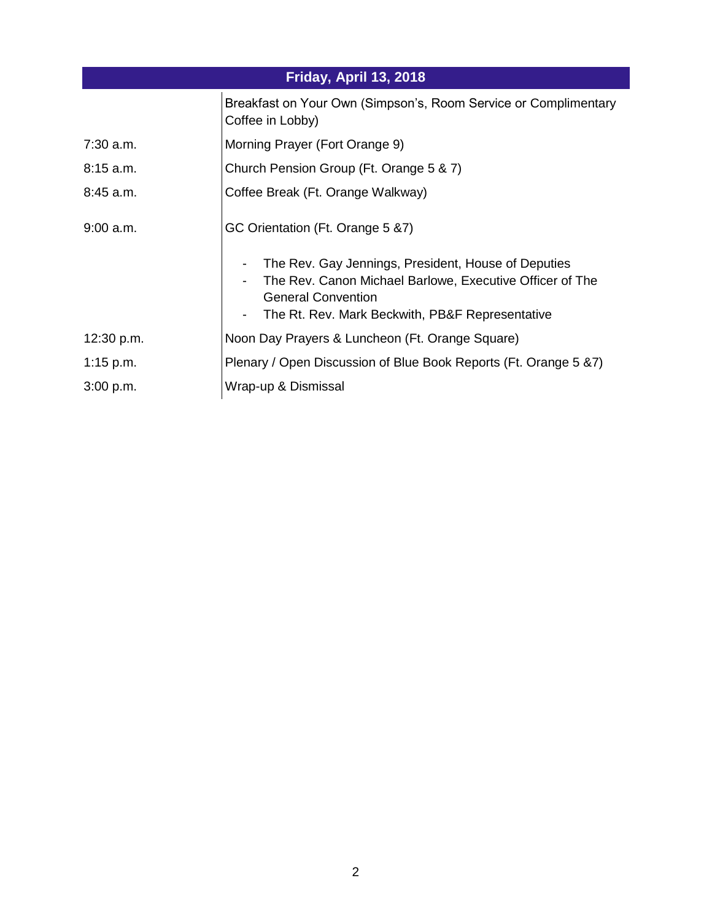| Friday, April 13, 2018 | |
|---|---|
| | Breakfast on Your Own (Simpson's, Room Service or Complimentary Coffee in Lobby) |
| 7:30 a.m. | Morning Prayer (Fort Orange 9) |
| 8:15 a.m. | Church Pension Group (Ft. Orange 5 & 7) |
| 8:45 a.m. | Coffee Break (Ft. Orange Walkway) |
| 9:00 a.m. | GC Orientation (Ft. Orange 5 &7)<br>- The Rev. Gay Jennings, President, House of Deputies<br>- The Rev. Canon Michael Barlowe, Executive Officer of The General Convention<br>- The Rt. Rev. Mark Beckwith, PB&F Representative |
| 12:30 p.m. | Noon Day Prayers & Luncheon (Ft. Orange Square) |
| 1:15 p.m. | Plenary / Open Discussion of Blue Book Reports (Ft. Orange 5 &7) |
| 3:00 p.m. | Wrap-up & Dismissal |